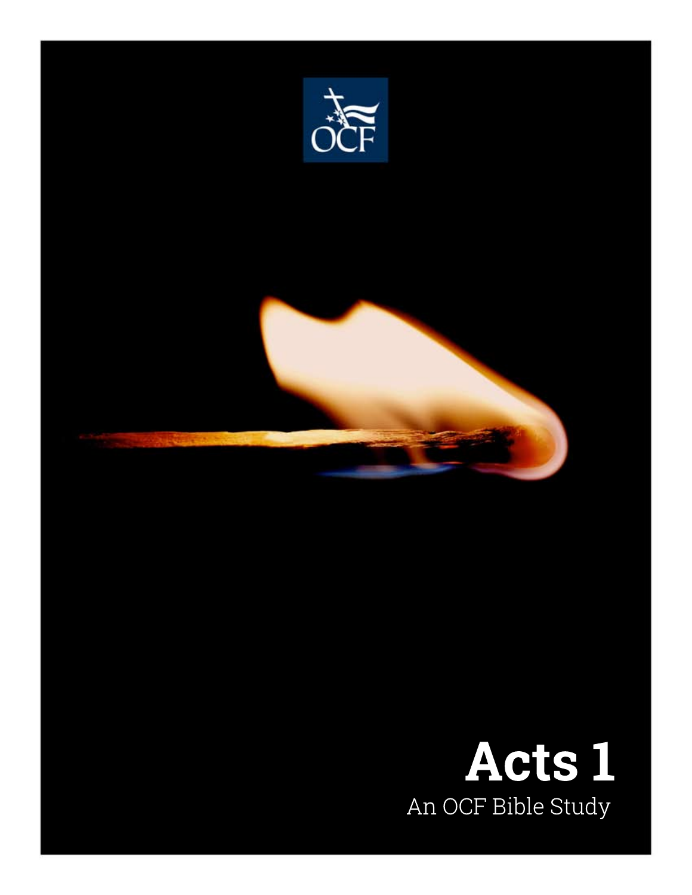OCF

# Acts 1

An OCF Bible Study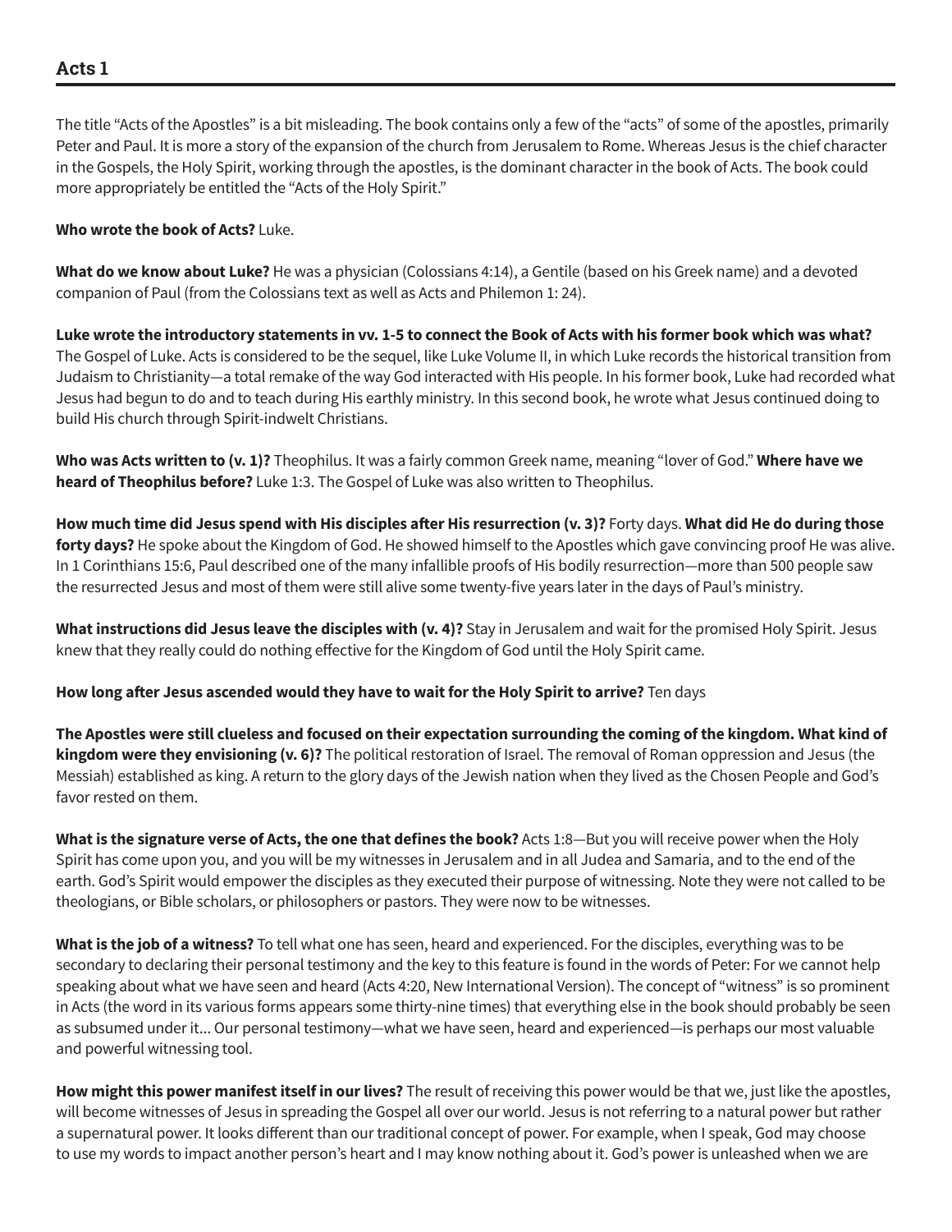## Acts 1

The title "Acts of the Apostles" is a bit misleading. The book contains only a few of the "acts" of some of the apostles, primarily Peter and Paul. It is more a story of the expansion of the church from Jerusalem to Rome. Whereas Jesus is the chief character in the Gospels, the Holy Spirit, working through the apostles, is the dominant character in the book of Acts. The book could more appropriately be entitled the "Acts of the Holy Spirit."

**Who wrote the book of Acts?** Luke.

**What do we know about Luke?** He was a physician (Colossians 4:14), a Gentile (based on his Greek name) and a devoted companion of Paul (from the Colossians text as well as Acts and Philemon 1: 24).

**Luke wrote the introductory statements in vv. 1-5 to connect the Book of Acts with his former book which was what?** The Gospel of Luke. Acts is considered to be the sequel, like Luke Volume II, in which Luke records the historical transition from Judaism to Christianity—a total remake of the way God interacted with His people. In his former book, Luke had recorded what Jesus had begun to do and to teach during His earthly ministry. In this second book, he wrote what Jesus continued doing to build His church through Spirit-indwelt Christians.

**Who was Acts written to (v. 1)?** Theophilus. It was a fairly common Greek name, meaning "lover of God." **Where have we heard of Theophilus before?** Luke 1:3. The Gospel of Luke was also written to Theophilus.

**How much time did Jesus spend with His disciples after His resurrection (v. 3)?** Forty days. **What did He do during those forty days?** He spoke about the Kingdom of God. He showed himself to the Apostles which gave convincing proof He was alive. In 1 Corinthians 15:6, Paul described one of the many infallible proofs of His bodily resurrection—more than 500 people saw the resurrected Jesus and most of them were still alive some twenty-five years later in the days of Paul's ministry.

**What instructions did Jesus leave the disciples with (v. 4)?** Stay in Jerusalem and wait for the promised Holy Spirit. Jesus knew that they really could do nothing effective for the Kingdom of God until the Holy Spirit came.

**How long after Jesus ascended would they have to wait for the Holy Spirit to arrive?** Ten days

**The Apostles were still clueless and focused on their expectation surrounding the coming of the kingdom. What kind of kingdom were they envisioning (v. 6)?** The political restoration of Israel. The removal of Roman oppression and Jesus (the Messiah) established as king. A return to the glory days of the Jewish nation when they lived as the Chosen People and God's favor rested on them.

**What is the signature verse of Acts, the one that defines the book?** Acts 1:8—But you will receive power when the Holy Spirit has come upon you, and you will be my witnesses in Jerusalem and in all Judea and Samaria, and to the end of the earth. God's Spirit would empower the disciples as they executed their purpose of witnessing. Note they were not called to be theologians, or Bible scholars, or philosophers or pastors. They were now to be witnesses.

**What is the job of a witness?** To tell what one has seen, heard and experienced. For the disciples, everything was to be secondary to declaring their personal testimony and the key to this feature is found in the words of Peter: For we cannot help speaking about what we have seen and heard (Acts 4:20, New International Version). The concept of "witness" is so prominent in Acts (the word in its various forms appears some thirty-nine times) that everything else in the book should probably be seen as subsumed under it... Our personal testimony—what we have seen, heard and experienced—is perhaps our most valuable and powerful witnessing tool.

**How might this power manifest itself in our lives?** The result of receiving this power would be that we, just like the apostles, will become witnesses of Jesus in spreading the Gospel all over our world. Jesus is not referring to a natural power but rather a supernatural power. It looks different than our traditional concept of power. For example, when I speak, God may choose to use my words to impact another person's heart and I may know nothing about it. God's power is unleashed when we are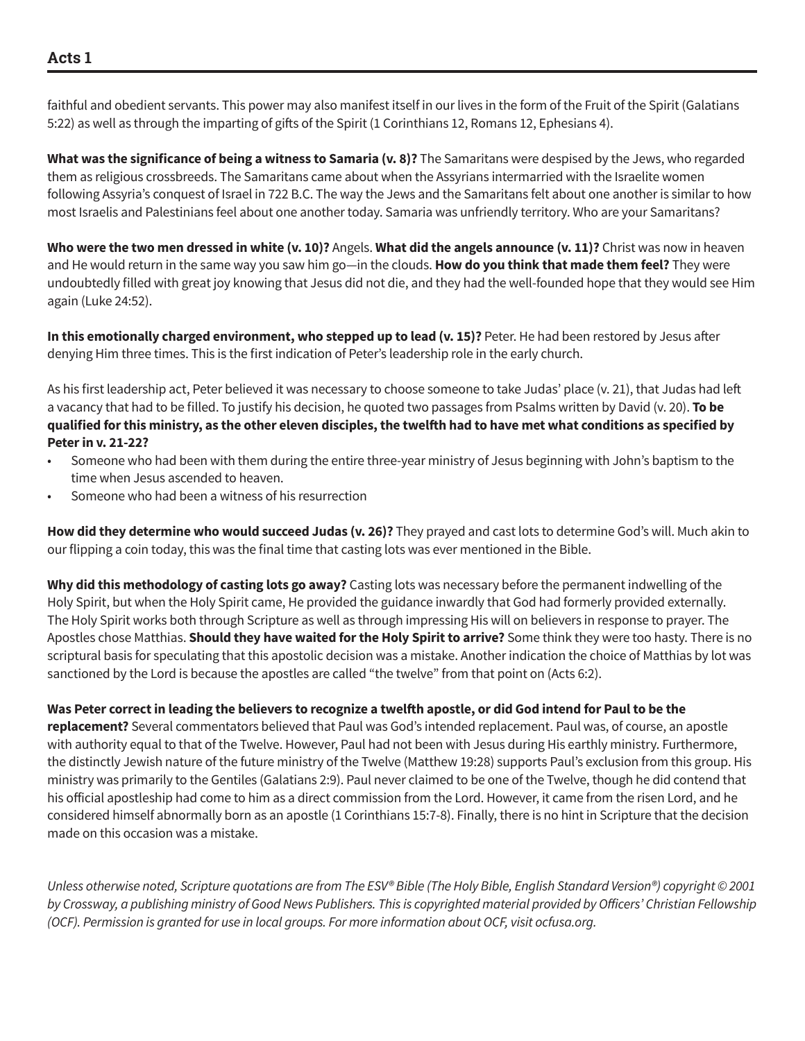faithful and obedient servants. This power may also manifest itself in our lives in the form of the Fruit of the Spirit (Galatians 5:22) as well as through the imparting of gifts of the Spirit (1 Corinthians 12, Romans 12, Ephesians 4).

**What was the significance of being a witness to Samaria (v. 8)?** The Samaritans were despised by the Jews, who regarded them as religious crossbreeds. The Samaritans came about when the Assyrians intermarried with the Israelite women following Assyria's conquest of Israel in 722 B.C. The way the Jews and the Samaritans felt about one another is similar to how most Israelis and Palestinians feel about one another today. Samaria was unfriendly territory. Who are your Samaritans?

**Who were the two men dressed in white (v. 10)?** Angels. **What did the angels announce (v. 11)?** Christ was now in heaven and He would return in the same way you saw him go—in the clouds. **How do you think that made them feel?** They were undoubtedly filled with great joy knowing that Jesus did not die, and they had the well-founded hope that they would see Him again (Luke 24:52).

**In this emotionally charged environment, who stepped up to lead (v. 15)?** Peter. He had been restored by Jesus after denying Him three times. This is the first indication of Peter's leadership role in the early church.

As his first leadership act, Peter believed it was necessary to choose someone to take Judas' place (v. 21), that Judas had left a vacancy that had to be filled. To justify his decision, he quoted two passages from Psalms written by David (v. 20). **To be qualified for this ministry, as the other eleven disciples, the twelfth had to have met what conditions as specified by Peter in v. 21-22?**

- Someone who had been with them during the entire three-year ministry of Jesus beginning with John's baptism to the time when Jesus ascended to heaven.
- Someone who had been a witness of his resurrection

**How did they determine who would succeed Judas (v. 26)?** They prayed and cast lots to determine God's will. Much akin to our flipping a coin today, this was the final time that casting lots was ever mentioned in the Bible.

**Why did this methodology of casting lots go away?** Casting lots was necessary before the permanent indwelling of the Holy Spirit, but when the Holy Spirit came, He provided the guidance inwardly that God had formerly provided externally. The Holy Spirit works both through Scripture as well as through impressing His will on believers in response to prayer. The Apostles chose Matthias. **Should they have waited for the Holy Spirit to arrive?** Some think they were too hasty. There is no scriptural basis for speculating that this apostolic decision was a mistake. Another indication the choice of Matthias by lot was sanctioned by the Lord is because the apostles are called "the twelve" from that point on (Acts 6:2).

**Was Peter correct in leading the believers to recognize a twelfth apostle, or did God intend for Paul to be the replacement?** Several commentators believed that Paul was God's intended replacement. Paul was, of course, an apostle with authority equal to that of the Twelve. However, Paul had not been with Jesus during His earthly ministry. Furthermore, the distinctly Jewish nature of the future ministry of the Twelve (Matthew 19:28) supports Paul's exclusion from this group. His ministry was primarily to the Gentiles (Galatians 2:9). Paul never claimed to be one of the Twelve, though he did contend that his official apostleship had come to him as a direct commission from the Lord. However, it came from the risen Lord, and he considered himself abnormally born as an apostle (1 Corinthians 15:7-8). Finally, there is no hint in Scripture that the decision made on this occasion was a mistake.

*Unless otherwise noted, Scripture quotations are from The ESV® Bible (The Holy Bible, English Standard Version®) copyright © 2001 by Crossway, a publishing ministry of Good News Publishers. This is copyrighted material provided by Officers' Christian Fellowship (OCF). Permission is granted for use in local groups. For more information about OCF, visit ocfusa.org.*